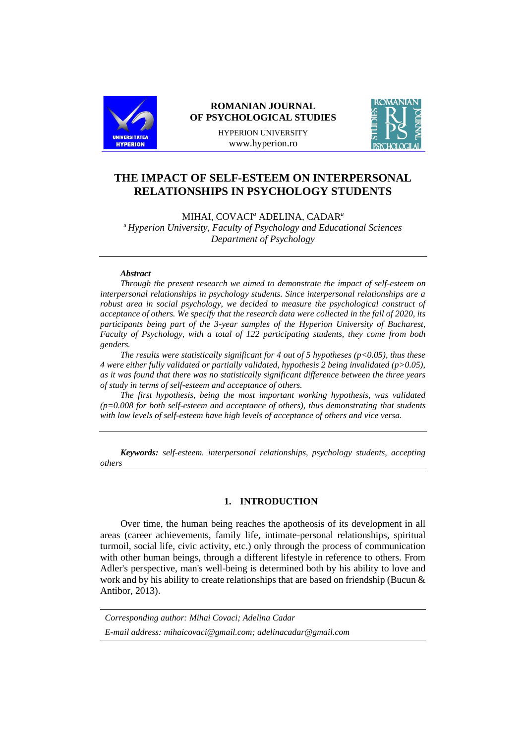ROMANIAN JOURNAL OF PSYCHOLOGICAL STUDIES
HYPERION UNIVERSITY
www.hyperion.ro

# THE IMPACT OF SELF-ESTEEM ON INTERPERSONAL RELATIONSHIPS IN PSYCHOLOGY STUDENTS

MIHAI, COVACI[a] ADELINA, CADAR[a]

[a] *Hyperion University, Faculty of Psychology and Educational Sciences Department of Psychology*

***Abstract***

*Through the present research we aimed to demonstrate the impact of self-esteem on interpersonal relationships in psychology students. Since interpersonal relationships are a robust area in social psychology, we decided to measure the psychological construct of acceptance of others. We specify that the research data were collected in the fall of 2020, its participants being part of the 3-year samples of the Hyperion University of Bucharest, Faculty of Psychology, with a total of 122 participating students, they come from both genders.*

*The results were statistically significant for 4 out of 5 hypotheses ($p<0.05$), thus these 4 were either fully validated or partially validated, hypothesis 2 being invalidated ($p>0.05$), as it was found that there was no statistically significant difference between the three years of study in terms of self-esteem and acceptance of others.*

*The first hypothesis, being the most important working hypothesis, was validated ($p=0.008$ for both self-esteem and acceptance of others), thus demonstrating that students with low levels of self-esteem have high levels of acceptance of others and vice versa.*

***Keywords:*** *self-esteem. interpersonal relationships, psychology students, accepting others*

## 1. INTRODUCTION

Over time, the human being reaches the apotheosis of its development in all areas (career achievements, family life, intimate-personal relationships, spiritual turmoil, social life, civic activity, etc.) only through the process of communication with other human beings, through a different lifestyle in reference to others. From Adler's perspective, man's well-being is determined both by his ability to love and work and by his ability to create relationships that are based on friendship (Bucun & Antibor, 2013).

*Corresponding author: Mihai Covaci; Adelina Cadar*

*E-mail address: mihaicovaci@gmail.com; adelinacadar@gmail.com*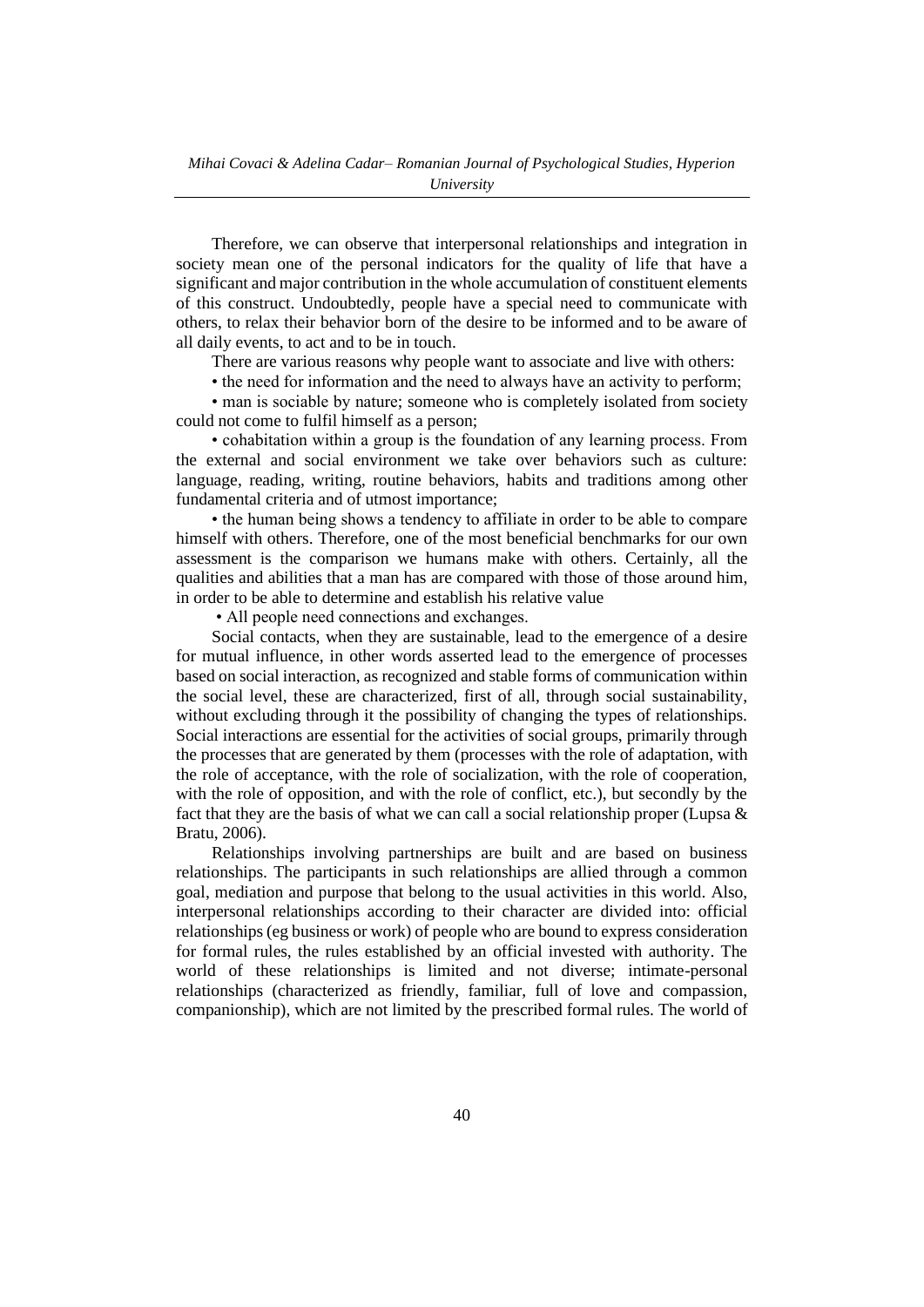Therefore, we can observe that interpersonal relationships and integration in society mean one of the personal indicators for the quality of life that have a significant and major contribution in the whole accumulation of constituent elements of this construct. Undoubtedly, people have a special need to communicate with others, to relax their behavior born of the desire to be informed and to be aware of all daily events, to act and to be in touch.

There are various reasons why people want to associate and live with others:

- the need for information and the need to always have an activity to perform;
- man is sociable by nature; someone who is completely isolated from society could not come to fulfil himself as a person;
- cohabitation within a group is the foundation of any learning process. From the external and social environment we take over behaviors such as culture: language, reading, writing, routine behaviors, habits and traditions among other fundamental criteria and of utmost importance;
- the human being shows a tendency to affiliate in order to be able to compare himself with others. Therefore, one of the most beneficial benchmarks for our own assessment is the comparison we humans make with others. Certainly, all the qualities and abilities that a man has are compared with those of those around him, in order to be able to determine and establish his relative value
- All people need connections and exchanges.

Social contacts, when they are sustainable, lead to the emergence of a desire for mutual influence, in other words asserted lead to the emergence of processes based on social interaction, as recognized and stable forms of communication within the social level, these are characterized, first of all, through social sustainability, without excluding through it the possibility of changing the types of relationships. Social interactions are essential for the activities of social groups, primarily through the processes that are generated by them (processes with the role of adaptation, with the role of acceptance, with the role of socialization, with the role of cooperation, with the role of opposition, and with the role of conflict, etc.), but secondly by the fact that they are the basis of what we can call a social relationship proper (Lupsa & Bratu, 2006).

Relationships involving partnerships are built and are based on business relationships. The participants in such relationships are allied through a common goal, mediation and purpose that belong to the usual activities in this world. Also, interpersonal relationships according to their character are divided into: official relationships (eg business or work) of people who are bound to express consideration for formal rules, the rules established by an official invested with authority. The world of these relationships is limited and not diverse; intimate-personal relationships (characterized as friendly, familiar, full of love and compassion, companionship), which are not limited by the prescribed formal rules. The world of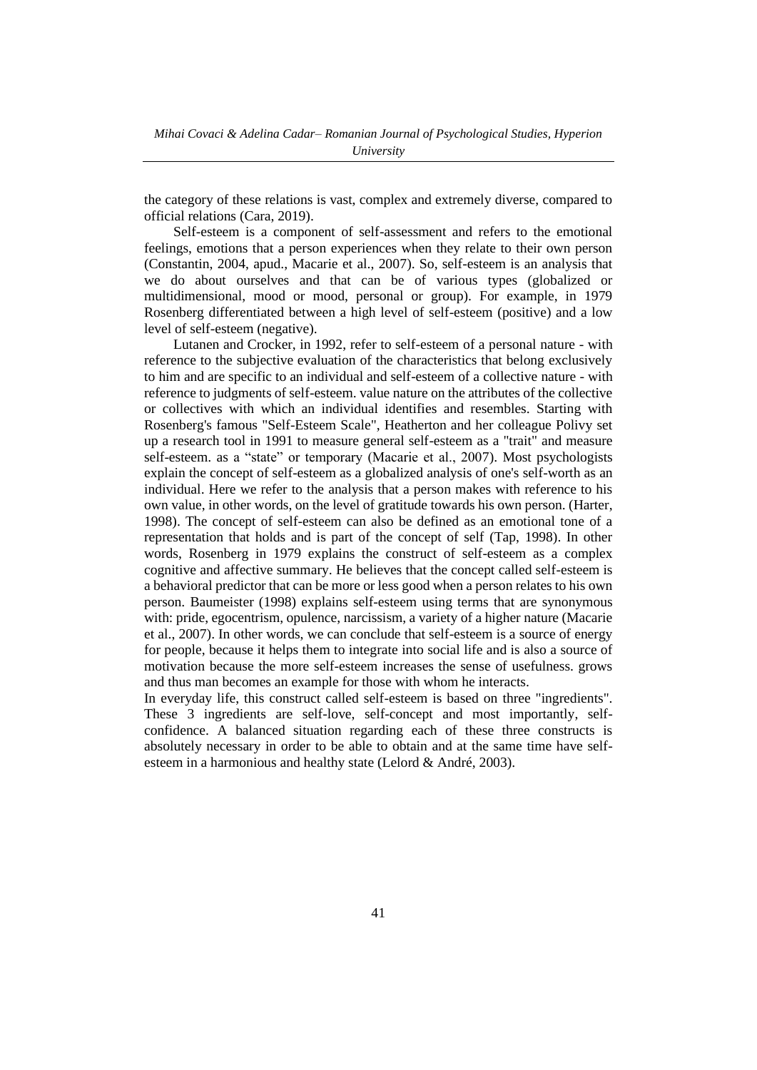the category of these relations is vast, complex and extremely diverse, compared to official relations (Cara, 2019).

Self-esteem is a component of self-assessment and refers to the emotional feelings, emotions that a person experiences when they relate to their own person (Constantin, 2004, apud., Macarie et al., 2007). So, self-esteem is an analysis that we do about ourselves and that can be of various types (globalized or multidimensional, mood or mood, personal or group). For example, in 1979 Rosenberg differentiated between a high level of self-esteem (positive) and a low level of self-esteem (negative).

Lutanen and Crocker, in 1992, refer to self-esteem of a personal nature - with reference to the subjective evaluation of the characteristics that belong exclusively to him and are specific to an individual and self-esteem of a collective nature - with reference to judgments of self-esteem. value nature on the attributes of the collective or collectives with which an individual identifies and resembles. Starting with Rosenberg's famous "Self-Esteem Scale", Heatherton and her colleague Polivy set up a research tool in 1991 to measure general self-esteem as a "trait" and measure self-esteem. as a "state" or temporary (Macarie et al., 2007). Most psychologists explain the concept of self-esteem as a globalized analysis of one's self-worth as an individual. Here we refer to the analysis that a person makes with reference to his own value, in other words, on the level of gratitude towards his own person. (Harter, 1998). The concept of self-esteem can also be defined as an emotional tone of a representation that holds and is part of the concept of self (Tap, 1998). In other words, Rosenberg in 1979 explains the construct of self-esteem as a complex cognitive and affective summary. He believes that the concept called self-esteem is a behavioral predictor that can be more or less good when a person relates to his own person. Baumeister (1998) explains self-esteem using terms that are synonymous with: pride, egocentrism, opulence, narcissism, a variety of a higher nature (Macarie et al., 2007). In other words, we can conclude that self-esteem is a source of energy for people, because it helps them to integrate into social life and is also a source of motivation because the more self-esteem increases the sense of usefulness. grows and thus man becomes an example for those with whom he interacts.

In everyday life, this construct called self-esteem is based on three "ingredients". These 3 ingredients are self-love, self-concept and most importantly, self-confidence. A balanced situation regarding each of these three constructs is absolutely necessary in order to be able to obtain and at the same time have self-esteem in a harmonious and healthy state (Lelord & André, 2003).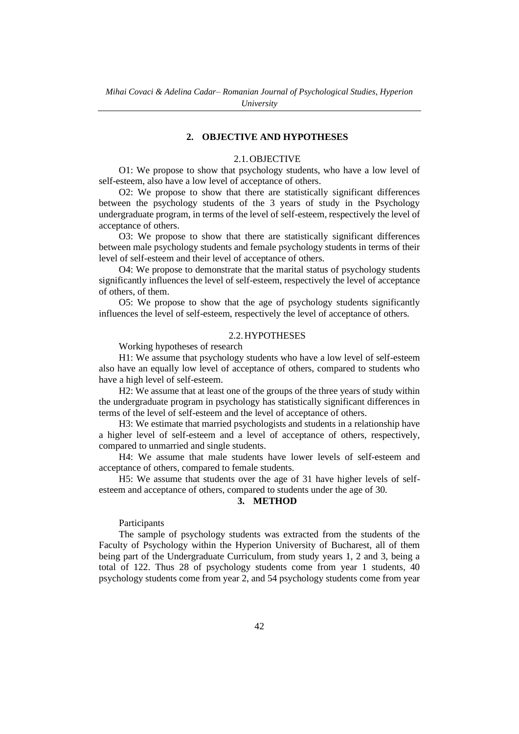## 2. OBJECTIVE AND HYPOTHESES

### 2.1. OBJECTIVE

O1: We propose to show that psychology students, who have a low level of self-esteem, also have a low level of acceptance of others.

O2: We propose to show that there are statistically significant differences between the psychology students of the 3 years of study in the Psychology undergraduate program, in terms of the level of self-esteem, respectively the level of acceptance of others.

O3: We propose to show that there are statistically significant differences between male psychology students and female psychology students in terms of their level of self-esteem and their level of acceptance of others.

O4: We propose to demonstrate that the marital status of psychology students significantly influences the level of self-esteem, respectively the level of acceptance of others, of them.

O5: We propose to show that the age of psychology students significantly influences the level of self-esteem, respectively the level of acceptance of others.

### 2.2. HYPOTHESES

Working hypotheses of research

H1: We assume that psychology students who have a low level of self-esteem also have an equally low level of acceptance of others, compared to students who have a high level of self-esteem.

H2: We assume that at least one of the groups of the three years of study within the undergraduate program in psychology has statistically significant differences in terms of the level of self-esteem and the level of acceptance of others.

H3: We estimate that married psychologists and students in a relationship have a higher level of self-esteem and a level of acceptance of others, respectively, compared to unmarried and single students.

H4: We assume that male students have lower levels of self-esteem and acceptance of others, compared to female students.

H5: We assume that students over the age of 31 have higher levels of self-esteem and acceptance of others, compared to students under the age of 30.

## 3. METHOD

Participants

The sample of psychology students was extracted from the students of the Faculty of Psychology within the Hyperion University of Bucharest, all of them being part of the Undergraduate Curriculum, from study years 1, 2 and 3, being a total of 122. Thus 28 of psychology students come from year 1 students, 40 psychology students come from year 2, and 54 psychology students come from year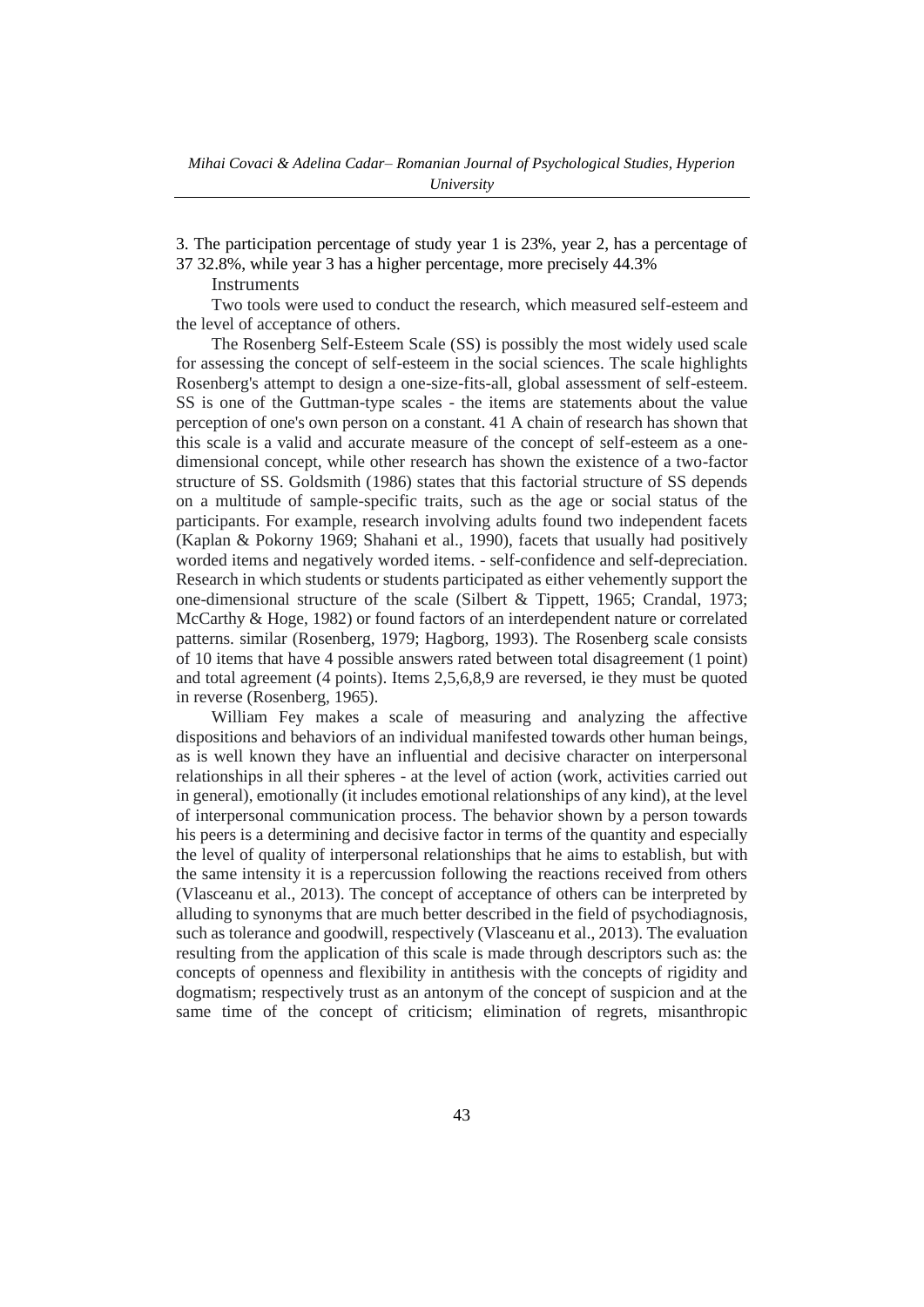3. The participation percentage of study year 1 is 23%, year 2, has a percentage of 37 32.8%, while year 3 has a higher percentage, more precisely 44.3%

Instruments

Two tools were used to conduct the research, which measured self-esteem and the level of acceptance of others.

The Rosenberg Self-Esteem Scale (SS) is possibly the most widely used scale for assessing the concept of self-esteem in the social sciences. The scale highlights Rosenberg's attempt to design a one-size-fits-all, global assessment of self-esteem. SS is one of the Guttman-type scales - the items are statements about the value perception of one's own person on a constant. 41 A chain of research has shown that this scale is a valid and accurate measure of the concept of self-esteem as a one-dimensional concept, while other research has shown the existence of a two-factor structure of SS. Goldsmith (1986) states that this factorial structure of SS depends on a multitude of sample-specific traits, such as the age or social status of the participants. For example, research involving adults found two independent facets (Kaplan & Pokorny 1969; Shahani et al., 1990), facets that usually had positively worded items and negatively worded items. - self-confidence and self-depreciation. Research in which students or students participated as either vehemently support the one-dimensional structure of the scale (Silbert & Tippett, 1965; Crandal, 1973; McCarthy & Hoge, 1982) or found factors of an interdependent nature or correlated patterns. similar (Rosenberg, 1979; Hagborg, 1993). The Rosenberg scale consists of 10 items that have 4 possible answers rated between total disagreement (1 point) and total agreement (4 points). Items 2,5,6,8,9 are reversed, ie they must be quoted in reverse (Rosenberg, 1965).

William Fey makes a scale of measuring and analyzing the affective dispositions and behaviors of an individual manifested towards other human beings, as is well known they have an influential and decisive character on interpersonal relationships in all their spheres - at the level of action (work, activities carried out in general), emotionally (it includes emotional relationships of any kind), at the level of interpersonal communication process. The behavior shown by a person towards his peers is a determining and decisive factor in terms of the quantity and especially the level of quality of interpersonal relationships that he aims to establish, but with the same intensity it is a repercussion following the reactions received from others (Vlasceanu et al., 2013). The concept of acceptance of others can be interpreted by alluding to synonyms that are much better described in the field of psychodiagnosis, such as tolerance and goodwill, respectively (Vlasceanu et al., 2013). The evaluation resulting from the application of this scale is made through descriptors such as: the concepts of openness and flexibility in antithesis with the concepts of rigidity and dogmatism; respectively trust as an antonym of the concept of suspicion and at the same time of the concept of criticism; elimination of regrets, misanthropic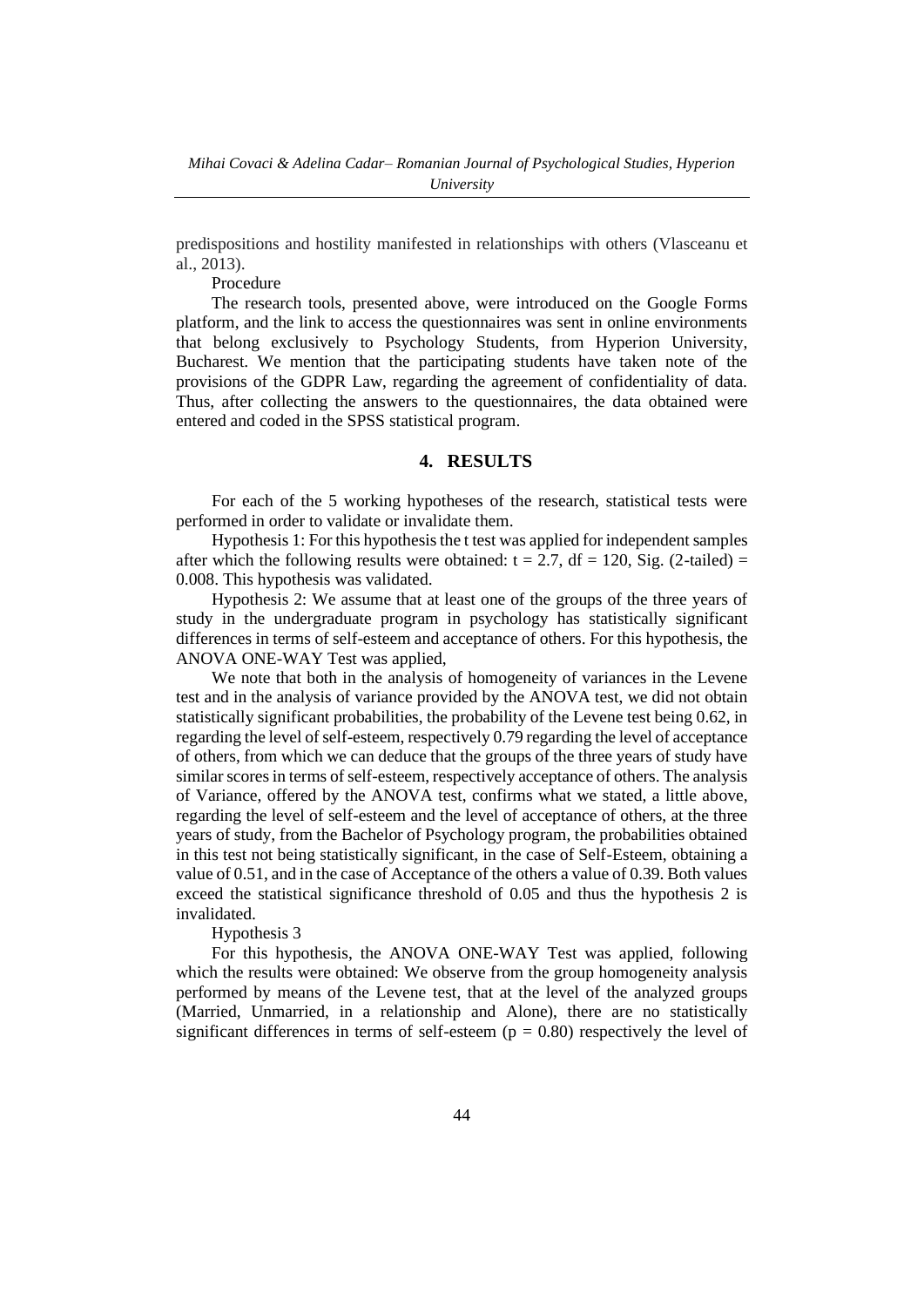predispositions and hostility manifested in relationships with others (Vlasceanu et al., 2013).

Procedure

The research tools, presented above, were introduced on the Google Forms platform, and the link to access the questionnaires was sent in online environments that belong exclusively to Psychology Students, from Hyperion University, Bucharest. We mention that the participating students have taken note of the provisions of the GDPR Law, regarding the agreement of confidentiality of data. Thus, after collecting the answers to the questionnaires, the data obtained were entered and coded in the SPSS statistical program.

## 4. RESULTS

For each of the 5 working hypotheses of the research, statistical tests were performed in order to validate or invalidate them.

Hypothesis 1: For this hypothesis the t test was applied for independent samples after which the following results were obtained: $t = 2.7$, $df = 120$, Sig. (2-tailed) = 0.008. This hypothesis was validated.

Hypothesis 2: We assume that at least one of the groups of the three years of study in the undergraduate program in psychology has statistically significant differences in terms of self-esteem and acceptance of others. For this hypothesis, the ANOVA ONE-WAY Test was applied,

We note that both in the analysis of homogeneity of variances in the Levene test and in the analysis of variance provided by the ANOVA test, we did not obtain statistically significant probabilities, the probability of the Levene test being 0.62, in regarding the level of self-esteem, respectively 0.79 regarding the level of acceptance of others, from which we can deduce that the groups of the three years of study have similar scores in terms of self-esteem, respectively acceptance of others. The analysis of Variance, offered by the ANOVA test, confirms what we stated, a little above, regarding the level of self-esteem and the level of acceptance of others, at the three years of study, from the Bachelor of Psychology program, the probabilities obtained in this test not being statistically significant, in the case of Self-Esteem, obtaining a value of 0.51, and in the case of Acceptance of the others a value of 0.39. Both values exceed the statistical significance threshold of 0.05 and thus the hypothesis 2 is invalidated.

Hypothesis 3

For this hypothesis, the ANOVA ONE-WAY Test was applied, following which the results were obtained: We observe from the group homogeneity analysis performed by means of the Levene test, that at the level of the analyzed groups (Married, Unmarried, in a relationship and Alone), there are no statistically significant differences in terms of self-esteem ($p = 0.80$) respectively the level of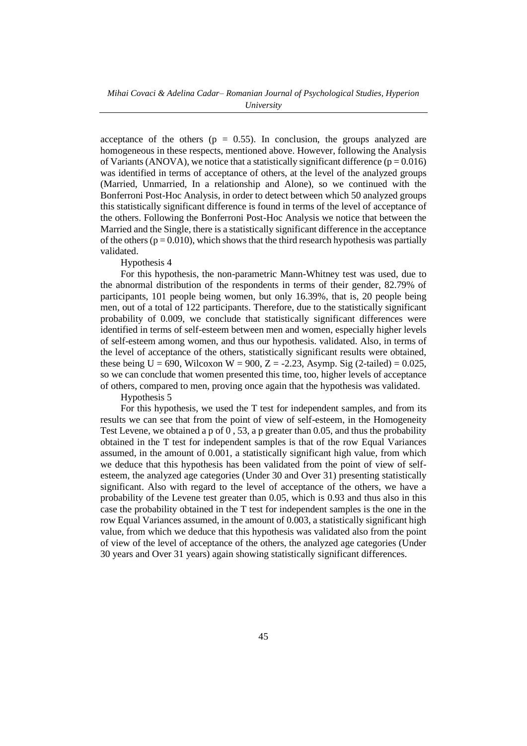acceptance of the others ($p = 0.55$). In conclusion, the groups analyzed are homogeneous in these respects, mentioned above. However, following the Analysis of Variants (ANOVA), we notice that a statistically significant difference ($p = 0.016$) was identified in terms of acceptance of others, at the level of the analyzed groups (Married, Unmarried, In a relationship and Alone), so we continued with the Bonferroni Post-Hoc Analysis, in order to detect between which 50 analyzed groups this statistically significant difference is found in terms of the level of acceptance of the others. Following the Bonferroni Post-Hoc Analysis we notice that between the Married and the Single, there is a statistically significant difference in the acceptance of the others ($p = 0.010$), which shows that the third research hypothesis was partially validated.

Hypothesis 4

For this hypothesis, the non-parametric Mann-Whitney test was used, due to the abnormal distribution of the respondents in terms of their gender, 82.79% of participants, 101 people being women, but only 16.39%, that is, 20 people being men, out of a total of 122 participants. Therefore, due to the statistically significant probability of 0.009, we conclude that statistically significant differences were identified in terms of self-esteem between men and women, especially higher levels of self-esteem among women, and thus our hypothesis. validated. Also, in terms of the level of acceptance of the others, statistically significant results were obtained, these being $U = 690$, Wilcoxon $W = 900$, $Z = -2.23$, Asymp. Sig (2-tailed) = 0.025, so we can conclude that women presented this time, too, higher levels of acceptance of others, compared to men, proving once again that the hypothesis was validated.

Hypothesis 5

For this hypothesis, we used the T test for independent samples, and from its results we can see that from the point of view of self-esteem, in the Homogeneity Test Levene, we obtained a p of 0 , 53, a p greater than 0.05, and thus the probability obtained in the T test for independent samples is that of the row Equal Variances assumed, in the amount of 0.001, a statistically significant high value, from which we deduce that this hypothesis has been validated from the point of view of self-esteem, the analyzed age categories (Under 30 and Over 31) presenting statistically significant. Also with regard to the level of acceptance of the others, we have a probability of the Levene test greater than 0.05, which is 0.93 and thus also in this case the probability obtained in the T test for independent samples is the one in the row Equal Variances assumed, in the amount of 0.003, a statistically significant high value, from which we deduce that this hypothesis was validated also from the point of view of the level of acceptance of the others, the analyzed age categories (Under 30 years and Over 31 years) again showing statistically significant differences.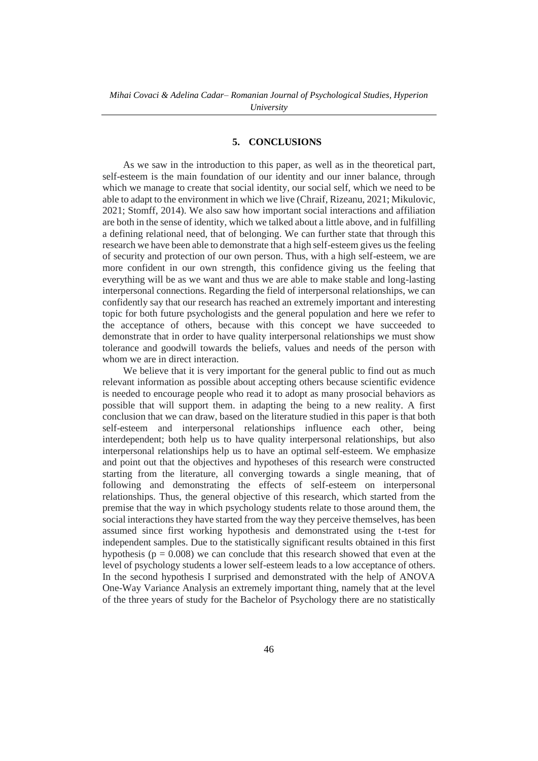## 5. CONCLUSIONS

As we saw in the introduction to this paper, as well as in the theoretical part, self-esteem is the main foundation of our identity and our inner balance, through which we manage to create that social identity, our social self, which we need to be able to adapt to the environment in which we live (Chraif, Rizeanu, 2021; Mikulovic, 2021; Stomff, 2014). We also saw how important social interactions and affiliation are both in the sense of identity, which we talked about a little above, and in fulfilling a defining relational need, that of belonging. We can further state that through this research we have been able to demonstrate that a high self-esteem gives us the feeling of security and protection of our own person. Thus, with a high self-esteem, we are more confident in our own strength, this confidence giving us the feeling that everything will be as we want and thus we are able to make stable and long-lasting interpersonal connections. Regarding the field of interpersonal relationships, we can confidently say that our research has reached an extremely important and interesting topic for both future psychologists and the general population and here we refer to the acceptance of others, because with this concept we have succeeded to demonstrate that in order to have quality interpersonal relationships we must show tolerance and goodwill towards the beliefs, values and needs of the person with whom we are in direct interaction.

We believe that it is very important for the general public to find out as much relevant information as possible about accepting others because scientific evidence is needed to encourage people who read it to adopt as many prosocial behaviors as possible that will support them. in adapting the being to a new reality. A first conclusion that we can draw, based on the literature studied in this paper is that both self-esteem and interpersonal relationships influence each other, being interdependent; both help us to have quality interpersonal relationships, but also interpersonal relationships help us to have an optimal self-esteem. We emphasize and point out that the objectives and hypotheses of this research were constructed starting from the literature, all converging towards a single meaning, that of following and demonstrating the effects of self-esteem on interpersonal relationships. Thus, the general objective of this research, which started from the premise that the way in which psychology students relate to those around them, the social interactions they have started from the way they perceive themselves, has been assumed since first working hypothesis and demonstrated using the t-test for independent samples. Due to the statistically significant results obtained in this first hypothesis ($p = 0.008$) we can conclude that this research showed that even at the level of psychology students a lower self-esteem leads to a low acceptance of others. In the second hypothesis I surprised and demonstrated with the help of ANOVA One-Way Variance Analysis an extremely important thing, namely that at the level of the three years of study for the Bachelor of Psychology there are no statistically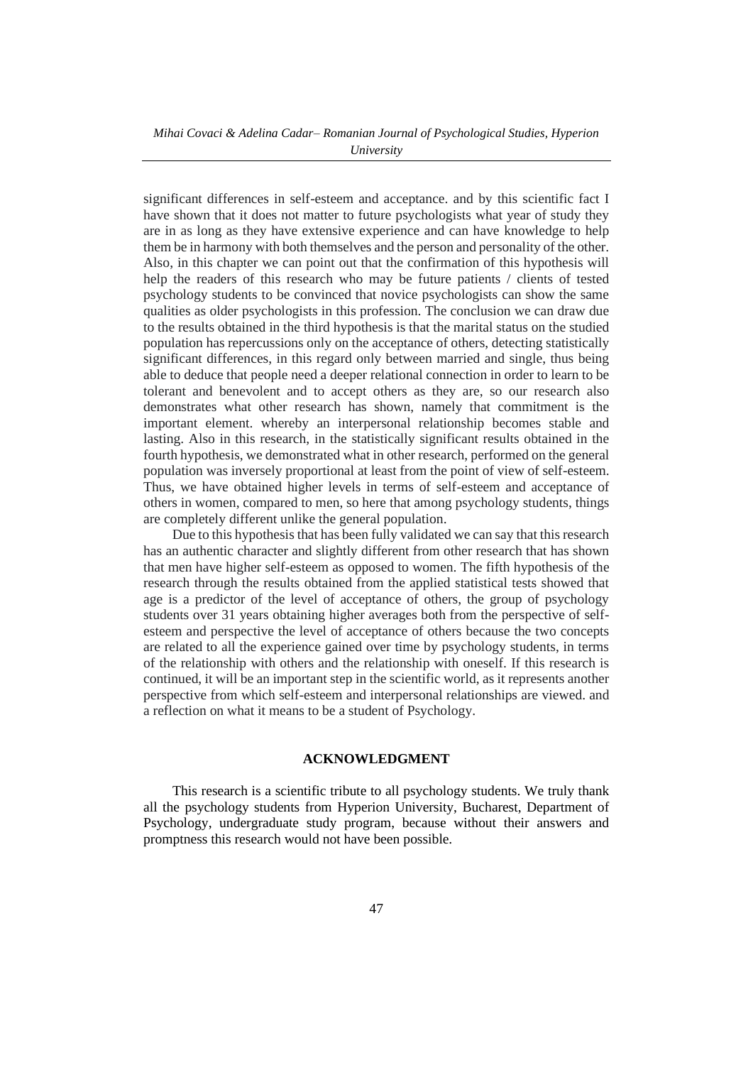significant differences in self-esteem and acceptance. and by this scientific fact I have shown that it does not matter to future psychologists what year of study they are in as long as they have extensive experience and can have knowledge to help them be in harmony with both themselves and the person and personality of the other. Also, in this chapter we can point out that the confirmation of this hypothesis will help the readers of this research who may be future patients / clients of tested psychology students to be convinced that novice psychologists can show the same qualities as older psychologists in this profession. The conclusion we can draw due to the results obtained in the third hypothesis is that the marital status on the studied population has repercussions only on the acceptance of others, detecting statistically significant differences, in this regard only between married and single, thus being able to deduce that people need a deeper relational connection in order to learn to be tolerant and benevolent and to accept others as they are, so our research also demonstrates what other research has shown, namely that commitment is the important element. whereby an interpersonal relationship becomes stable and lasting. Also in this research, in the statistically significant results obtained in the fourth hypothesis, we demonstrated what in other research, performed on the general population was inversely proportional at least from the point of view of self-esteem. Thus, we have obtained higher levels in terms of self-esteem and acceptance of others in women, compared to men, so here that among psychology students, things are completely different unlike the general population.

Due to this hypothesis that has been fully validated we can say that this research has an authentic character and slightly different from other research that has shown that men have higher self-esteem as opposed to women. The fifth hypothesis of the research through the results obtained from the applied statistical tests showed that age is a predictor of the level of acceptance of others, the group of psychology students over 31 years obtaining higher averages both from the perspective of self-esteem and perspective the level of acceptance of others because the two concepts are related to all the experience gained over time by psychology students, in terms of the relationship with others and the relationship with oneself. If this research is continued, it will be an important step in the scientific world, as it represents another perspective from which self-esteem and interpersonal relationships are viewed. and a reflection on what it means to be a student of Psychology.

## ACKNOWLEDGMENT

This research is a scientific tribute to all psychology students. We truly thank all the psychology students from Hyperion University, Bucharest, Department of Psychology, undergraduate study program, because without their answers and promptness this research would not have been possible.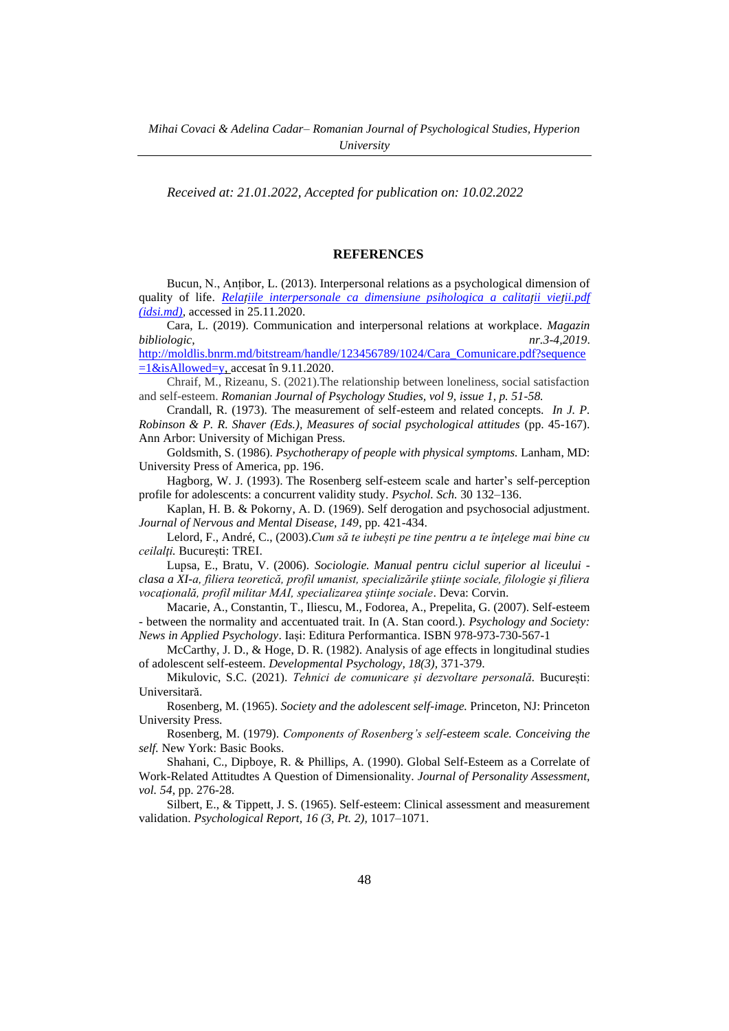*Received at: 21.01.2022, Accepted for publication on: 10.02.2022*

**REFERENCES**

Bucun, N., Anțibor, L. (2013). Interpersonal relations as a psychological dimension of quality of life. [Relațiile interpersonale ca dimensiune psihologica a calitații vieții.pdf (idsi.md)](), accessed in 25.11.2020.

Cara, L. (2019). Communication and interpersonal relations at workplace. *Magazin bibliologic, nr.3-4,2019*. [http://moldlis.bnrm.md/bitstream/handle/123456789/1024/Cara_Comunicare.pdf?sequence=1&isAllowed=y](http://moldlis.bnrm.md/bitstream/handle/123456789/1024/Cara_Comunicare.pdf?sequence=1&isAllowed=y), accesat în 9.11.2020.

Chraif, M., Rizeanu, S. (2021).The relationship between loneliness, social satisfaction and self-esteem. *Romanian Journal of Psychology Studies, vol 9, issue 1, p. 51-58.*

Crandall, R. (1973). The measurement of self-esteem and related concepts. *In J. P. Robinson & P. R. Shaver (Eds.), Measures of social psychological attitudes* (pp. 45-167). Ann Arbor: University of Michigan Press.

Goldsmith, S. (1986). *Psychotherapy of people with physical symptoms.* Lanham, MD: University Press of America, pp. 196.

Hagborg, W. J. (1993). The Rosenberg self-esteem scale and harter's self-perception profile for adolescents: a concurrent validity study. *Psychol. Sch.* 30 132–136.

Kaplan, H. B. & Pokorny, A. D. (1969). Self derogation and psychosocial adjustment. *Journal of Nervous and Mental Disease, 149*, pp. 421-434.

Lelord, F., André, C., (2003).*Cum să te iubești pe tine pentru a te înțelege mai bine cu ceilalți.* București: TREI.

Lupsa, E., Bratu, V. (2006). *Sociologie. Manual pentru ciclul superior al liceului - clasa a XI-a, filiera teoretică, profil umanist, specializările științe sociale, filologie și filiera vocațională, profil militar MAI, specializarea științe sociale*. Deva: Corvin.

Macarie, A., Constantin, T., Iliescu, M., Fodorea, A., Prepelita, G. (2007). Self-esteem - between the normality and accentuated trait. In (A. Stan coord.). *Psychology and Society: News in Applied Psychology*. Iași: Editura Performantica. ISBN 978-973-730-567-1

McCarthy, J. D., & Hoge, D. R. (1982). Analysis of age effects in longitudinal studies of adolescent self-esteem. *Developmental Psychology, 18(3),* 371-379.

Mikulovic, S.C. (2021). *Tehnici de comunicare și dezvoltare personală.* București: Universitară.

Rosenberg, M. (1965). *Society and the adolescent self-image.* Princeton, NJ: Princeton University Press.

Rosenberg, M. (1979). *Components of Rosenberg's self-esteem scale. Conceiving the self.* New York: Basic Books.

Shahani, C., Dipboye, R. & Phillips, A. (1990). Global Self-Esteem as a Correlate of Work-Related Attitudtes A Question of Dimensionality. *Journal of Personality Assessment, vol. 54*, pp. 276-28.

Silbert, E., & Tippett, J. S. (1965). Self-esteem: Clinical assessment and measurement validation. *Psychological Report, 16 (3, Pt. 2),* 1017–1071.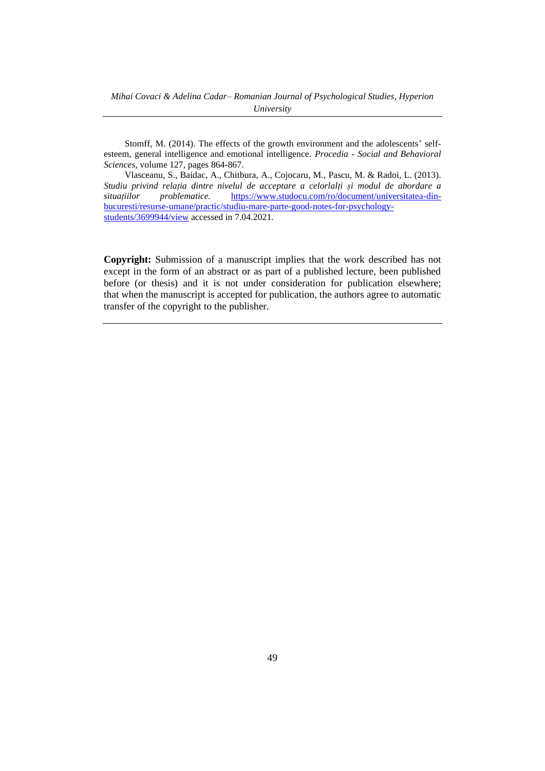Stomff, M. (2014). The effects of the growth environment and the adolescents' self-esteem, general intelligence and emotional intelligence. *Procedia - Social and Behavioral Sciences*, volume 127, pages 864-867.

Vlasceanu, S., Baidac, A., Chitbura, A., Cojocaru, M., Pascu, M. & Radoi, L. (2013). *Studiu privind relația dintre nivelul de acceptare a celorlalți și modul de abordare a situațiilor problematice.* https://www.studocu.com/ro/document/universitatea-din-bucuresti/resurse-umane/practic/studiu-mare-parte-good-notes-for-psychology-students/3699944/view accessed in 7.04.2021.

**Copyright:** Submission of a manuscript implies that the work described has not except in the form of an abstract or as part of a published lecture, been published before (or thesis) and it is not under consideration for publication elsewhere; that when the manuscript is accepted for publication, the authors agree to automatic transfer of the copyright to the publisher.